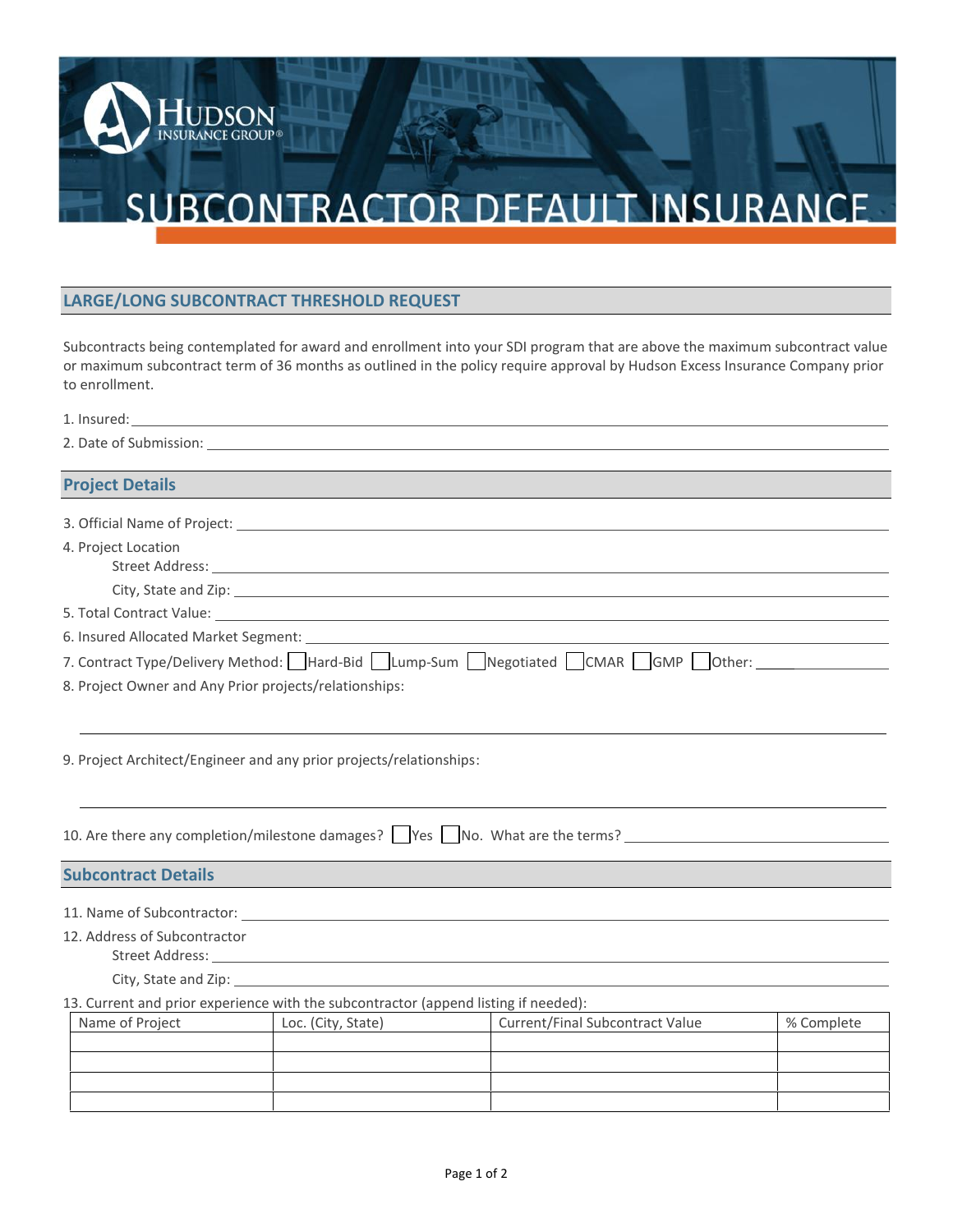# SUBCONTRACTOR DEFAULT INSURANCE

## LARGE/LONG SUBCONTRACT THRESHOLD REQUEST

Subcontracts being contemplated for award and enrollment into your SDI program that are above the maximum subcontract value or maximum subcontract term of 36 months as outlined in the policy require approval by Hudson Excess Insurance Company prior to enrollment.

1. Insured: \_\_\_\_\_\_\_\_\_\_\_\_\_\_\_\_\_\_\_\_
2. Date of Submission: \_\_\_\_\_\_\_\_\_\_\_\_\_\_\_\_\_\_\_\_

## Project Details

3. Official Name of Project: \_\_\_\_\_\_\_\_\_\_\_\_\_\_\_\_\_\_\_\_
4. Project Location
   Street Address: \_\_\_\_\_\_\_\_\_\_\_\_\_\_\_\_\_\_\_\_
   City, State and Zip: \_\_\_\_\_\_\_\_\_\_\_\_\_\_\_\_\_\_\_\_
5. Total Contract Value: \_\_\_\_\_\_\_\_\_\_\_\_\_\_\_\_\_\_\_\_
6. Insured Allocated Market Segment: \_\_\_\_\_\_\_\_\_\_\_\_\_\_\_\_\_\_\_\_
7. Contract Type/Delivery Method: ☐ Hard-Bid ☐ Lump-Sum ☐ Negotiated ☐ CMAR ☐ GMP ☐ Other: \_\_\_\_\_\_\_\_\_\_
8. Project Owner and Any Prior projects/relationships:

\_\_\_\_\_\_\_\_\_\_\_\_\_\_\_\_\_\_\_\_

9. Project Architect/Engineer and any prior projects/relationships:

\_\_\_\_\_\_\_\_\_\_\_\_\_\_\_\_\_\_\_\_

10. Are there any completion/milestone damages? ☐ Yes ☐ No. What are the terms? \_\_\_\_\_\_\_\_\_\_\_\_\_\_\_\_\_\_\_\_

## Subcontract Details

11. Name of Subcontractor: \_\_\_\_\_\_\_\_\_\_\_\_\_\_\_\_\_\_\_\_
12. Address of Subcontractor
    Street Address: \_\_\_\_\_\_\_\_\_\_\_\_\_\_\_\_\_\_\_\_
    City, State and Zip: \_\_\_\_\_\_\_\_\_\_\_\_\_\_\_\_\_\_\_\_
13. Current and prior experience with the subcontractor (append listing if needed):

| Name of Project | Loc. (City, State) | Current/Final Subcontract Value | % Complete |
|---|---|---|---|
| | | | |
| | | | |
| | | | |
| | | | |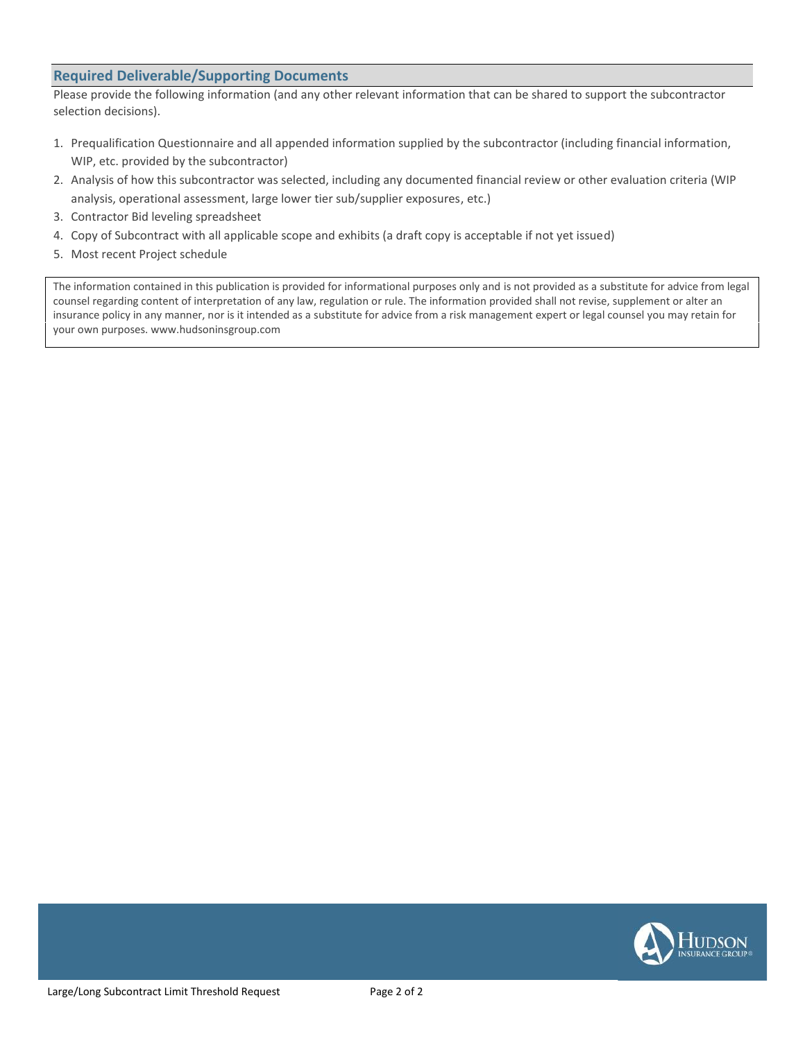## Required Deliverable/Supporting Documents

Please provide the following information (and any other relevant information that can be shared to support the subcontractor selection decisions).

1. Prequalification Questionnaire and all appended information supplied by the subcontractor (including financial information, WIP, etc. provided by the subcontractor)
2. Analysis of how this subcontractor was selected, including any documented financial review or other evaluation criteria (WIP analysis, operational assessment, large lower tier sub/supplier exposures, etc.)
3. Contractor Bid leveling spreadsheet
4. Copy of Subcontract with all applicable scope and exhibits (a draft copy is acceptable if not yet issued)
5. Most recent Project schedule

The information contained in this publication is provided for informational purposes only and is not provided as a substitute for advice from legal counsel regarding content of interpretation of any law, regulation or rule. The information provided shall not revise, supplement or alter an insurance policy in any manner, nor is it intended as a substitute for advice from a risk management expert or legal counsel you may retain for your own purposes. www.hudsoninsgroup.com